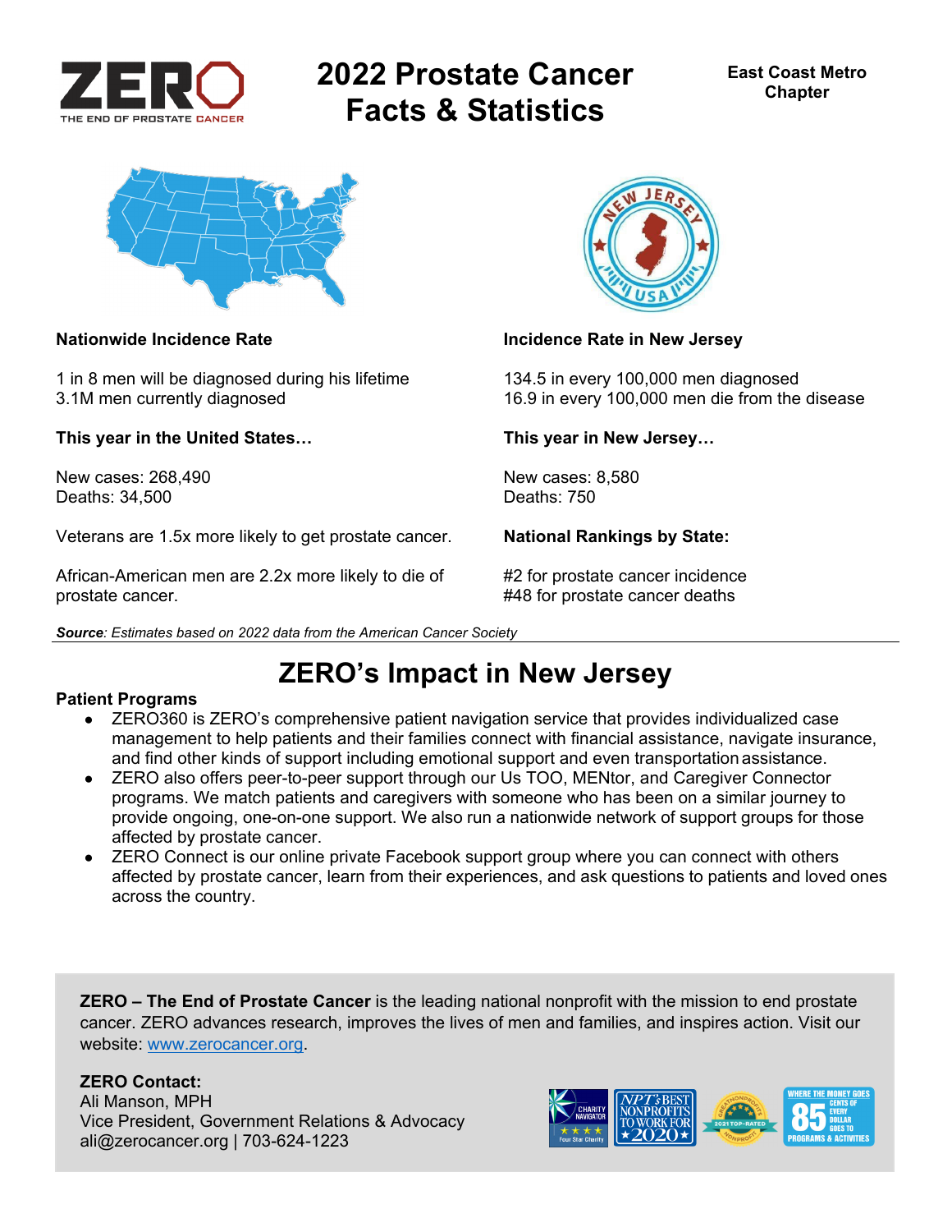ZERO — THE END OF PROSTATE CANCER

# 2022 Prostate Cancer Facts & Statistics

**East Coast Metro Chapter**

**Nationwide Incidence Rate**

1 in 8 men will be diagnosed during his lifetime
3.1M men currently diagnosed

**This year in the United States…**

New cases: 268,490
Deaths: 34,500

Veterans are 1.5x more likely to get prostate cancer.

African-American men are 2.2x more likely to die of prostate cancer.

**Incidence Rate in New Jersey**

134.5 in every 100,000 men diagnosed
16.9 in every 100,000 men die from the disease

**This year in New Jersey…**

New cases: 8,580
Deaths: 750

**National Rankings by State:**

#2 for prostate cancer incidence
#48 for prostate cancer deaths

***Source**: Estimates based on 2022 data from the American Cancer Society*

## ZERO's Impact in New Jersey

**Patient Programs**

- ZERO360 is ZERO's comprehensive patient navigation service that provides individualized case management to help patients and their families connect with financial assistance, navigate insurance, and find other kinds of support including emotional support and even transportation assistance.
- ZERO also offers peer-to-peer support through our Us TOO, MENtor, and Caregiver Connector programs. We match patients and caregivers with someone who has been on a similar journey to provide ongoing, one-on-one support. We also run a nationwide network of support groups for those affected by prostate cancer.
- ZERO Connect is our online private Facebook support group where you can connect with others affected by prostate cancer, learn from their experiences, and ask questions to patients and loved ones across the country.

**ZERO – The End of Prostate Cancer** is the leading national nonprofit with the mission to end prostate cancer. ZERO advances research, improves the lives of men and families, and inspires action. Visit our website: [www.zerocancer.org](http://www.zerocancer.org).

**ZERO Contact:**
Ali Manson, MPH
Vice President, Government Relations & Advocacy
ali@zerocancer.org | 703-624-1223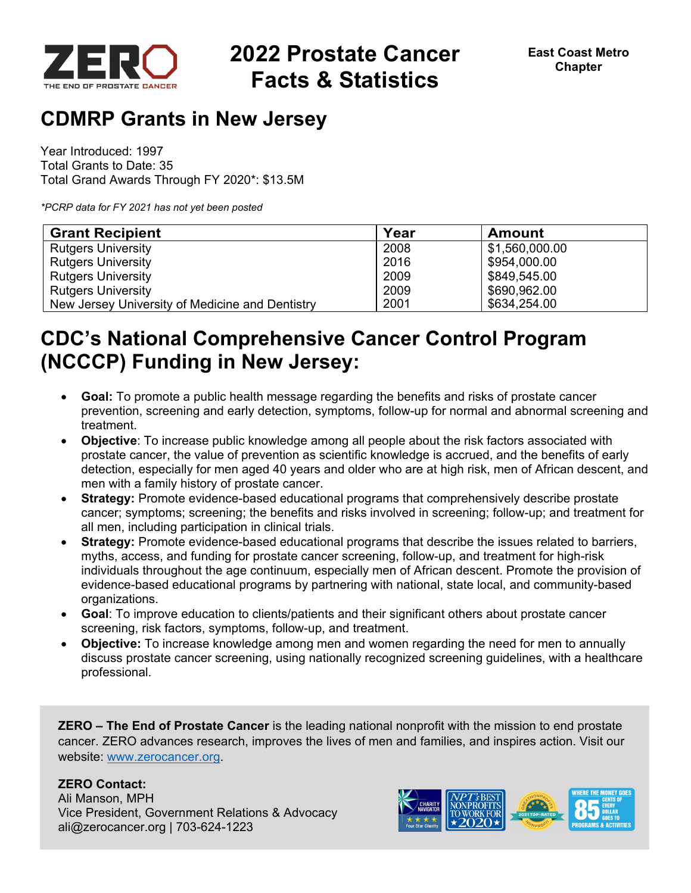# 2022 Prostate Cancer Facts & Statistics

East Coast Metro Chapter

## CDMRP Grants in New Jersey

Year Introduced: 1997
Total Grants to Date: 35
Total Grand Awards Through FY 2020*: $13.5M

*\*PCRP data for FY 2021 has not yet been posted*

| Grant Recipient | Year | Amount |
|---|---|---|
| Rutgers University | 2008 | $1,560,000.00 |
| Rutgers University | 2016 | $954,000.00 |
| Rutgers University | 2009 | $849,545.00 |
| Rutgers University | 2009 | $690,962.00 |
| New Jersey University of Medicine and Dentistry | 2001 | $634,254.00 |

## CDC's National Comprehensive Cancer Control Program (NCCCP) Funding in New Jersey:

- **Goal:** To promote a public health message regarding the benefits and risks of prostate cancer prevention, screening and early detection, symptoms, follow-up for normal and abnormal screening and treatment.
- **Objective**: To increase public knowledge among all people about the risk factors associated with prostate cancer, the value of prevention as scientific knowledge is accrued, and the benefits of early detection, especially for men aged 40 years and older who are at high risk, men of African descent, and men with a family history of prostate cancer.
- **Strategy:** Promote evidence-based educational programs that comprehensively describe prostate cancer; symptoms; screening; the benefits and risks involved in screening; follow-up; and treatment for all men, including participation in clinical trials.
- **Strategy:** Promote evidence-based educational programs that describe the issues related to barriers, myths, access, and funding for prostate cancer screening, follow-up, and treatment for high-risk individuals throughout the age continuum, especially men of African descent. Promote the provision of evidence-based educational programs by partnering with national, state local, and community-based organizations.
- **Goal**: To improve education to clients/patients and their significant others about prostate cancer screening, risk factors, symptoms, follow-up, and treatment.
- **Objective:** To increase knowledge among men and women regarding the need for men to annually discuss prostate cancer screening, using nationally recognized screening guidelines, with a healthcare professional.

**ZERO – The End of Prostate Cancer** is the leading national nonprofit with the mission to end prostate cancer. ZERO advances research, improves the lives of men and families, and inspires action. Visit our website: www.zerocancer.org.

**ZERO Contact:**
Ali Manson, MPH
Vice President, Government Relations & Advocacy
ali@zerocancer.org | 703-624-1223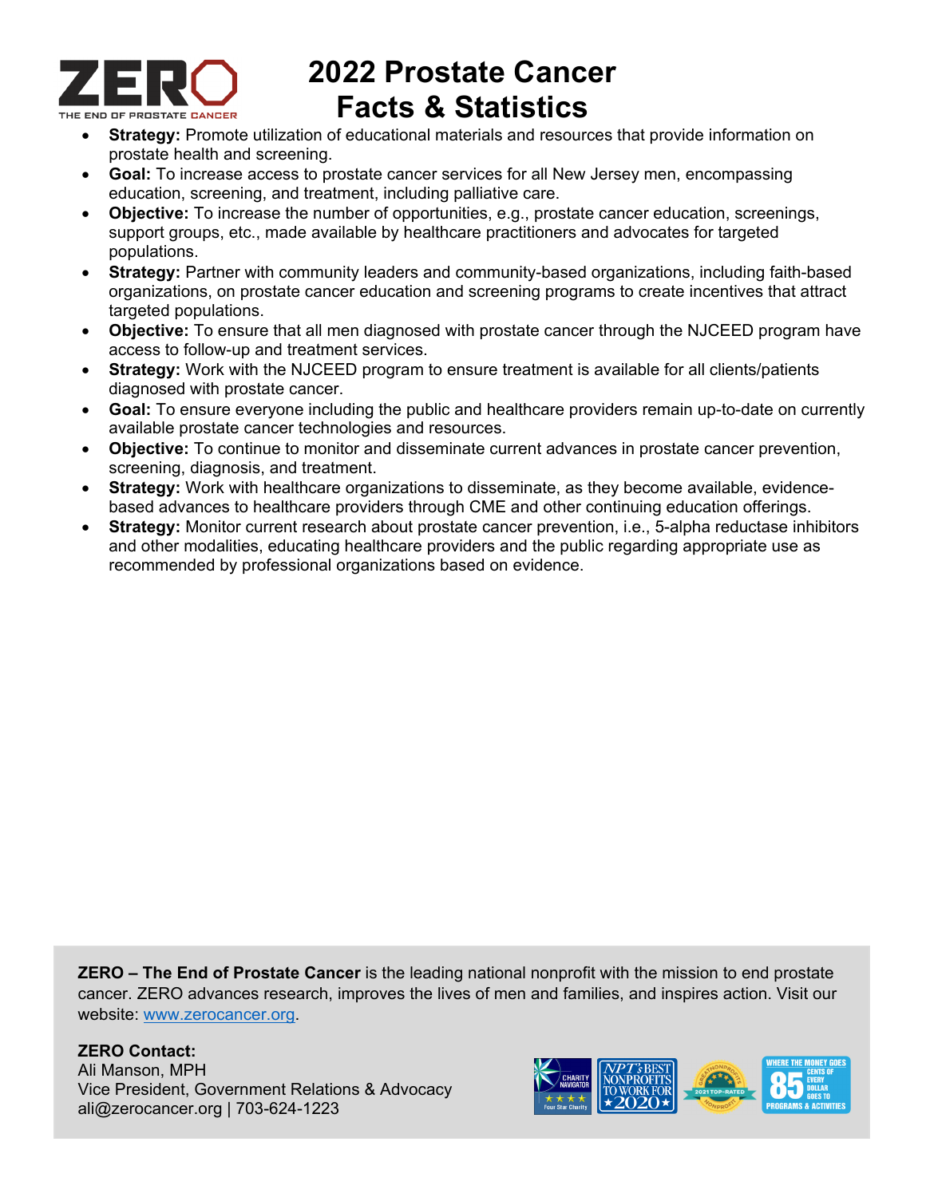# 2022 Prostate Cancer Facts & Statistics

- **Strategy:** Promote utilization of educational materials and resources that provide information on prostate health and screening.
- **Goal:** To increase access to prostate cancer services for all New Jersey men, encompassing education, screening, and treatment, including palliative care.
- **Objective:** To increase the number of opportunities, e.g., prostate cancer education, screenings, support groups, etc., made available by healthcare practitioners and advocates for targeted populations.
- **Strategy:** Partner with community leaders and community-based organizations, including faith-based organizations, on prostate cancer education and screening programs to create incentives that attract targeted populations.
- **Objective:** To ensure that all men diagnosed with prostate cancer through the NJCEED program have access to follow-up and treatment services.
- **Strategy:** Work with the NJCEED program to ensure treatment is available for all clients/patients diagnosed with prostate cancer.
- **Goal:** To ensure everyone including the public and healthcare providers remain up-to-date on currently available prostate cancer technologies and resources.
- **Objective:** To continue to monitor and disseminate current advances in prostate cancer prevention, screening, diagnosis, and treatment.
- **Strategy:** Work with healthcare organizations to disseminate, as they become available, evidence-based advances to healthcare providers through CME and other continuing education offerings.
- **Strategy:** Monitor current research about prostate cancer prevention, i.e., 5-alpha reductase inhibitors and other modalities, educating healthcare providers and the public regarding appropriate use as recommended by professional organizations based on evidence.

**ZERO – The End of Prostate Cancer** is the leading national nonprofit with the mission to end prostate cancer. ZERO advances research, improves the lives of men and families, and inspires action. Visit our website: [www.zerocancer.org](http://www.zerocancer.org).

**ZERO Contact:**
Ali Manson, MPH
Vice President, Government Relations & Advocacy
ali@zerocancer.org | 703-624-1223